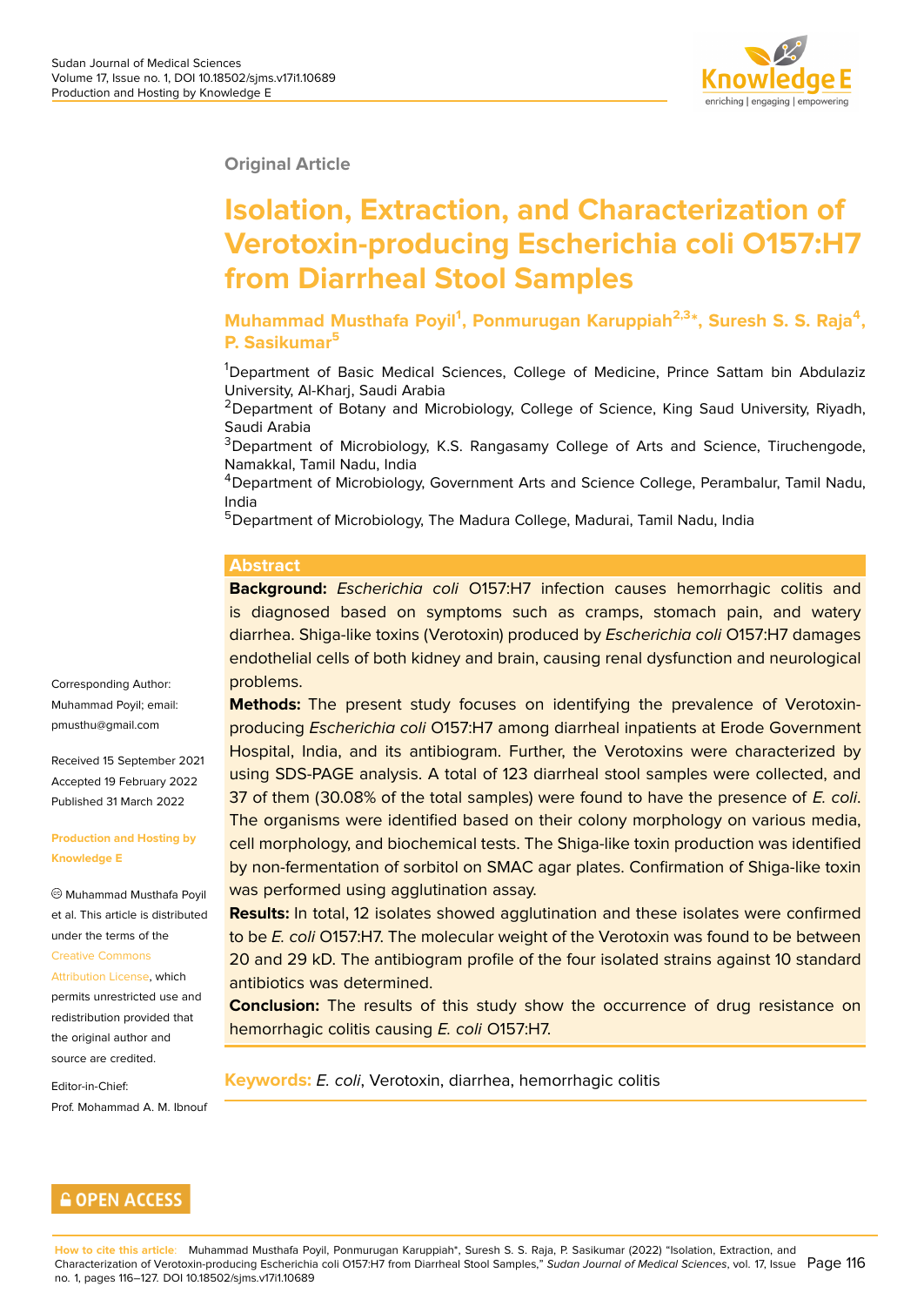Original Article

# Isolation, Extraction, and Characterization of Verotoxin-producing Escherichia coli O157:H7 from Diarrheal Stool Samples

**Muhammad Musthafa Poyil[1], Ponmurugan Karuppiah[2,3]*, Suresh S. S. Raja[4], P. Sasikumar[5]**

[1]Department of Basic Medical Sciences, College of Medicine, Prince Sattam bin Abdulaziz University, Al-Kharj, Saudi Arabia

[2]Department of Botany and Microbiology, College of Science, King Saud University, Riyadh, Saudi Arabia

[3]Department of Microbiology, K.S. Rangasamy College of Arts and Science, Tiruchengode, Namakkal, Tamil Nadu, India

[4]Department of Microbiology, Government Arts and Science College, Perambalur, Tamil Nadu, India

[5]Department of Microbiology, The Madura College, Madurai, Tamil Nadu, India

Corresponding Author: Muhammad Poyil; email: pmusthu@gmail.com

Received 15 September 2021
Accepted 19 February 2022
Published 31 March 2022

**Production and Hosting by Knowledge E**

© Muhammad Musthafa Poyil et al. This article is distributed under the terms of the Creative Commons Attribution License, which permits unrestricted use and redistribution provided that the original author and source are credited.

Editor-in-Chief:
Prof. Mohammad A. M. Ibnouf

## Abstract

**Background:** *Escherichia coli* O157:H7 infection causes hemorrhagic colitis and is diagnosed based on symptoms such as cramps, stomach pain, and watery diarrhea. Shiga-like toxins (Verotoxin) produced by *Escherichia coli* O157:H7 damages endothelial cells of both kidney and brain, causing renal dysfunction and neurological problems.

**Methods:** The present study focuses on identifying the prevalence of Verotoxin-producing *Escherichia coli* O157:H7 among diarrheal inpatients at Erode Government Hospital, India, and its antibiogram. Further, the Verotoxins were characterized by using SDS-PAGE analysis. A total of 123 diarrheal stool samples were collected, and 37 of them (30.08% of the total samples) were found to have the presence of *E. coli*. The organisms were identified based on their colony morphology on various media, cell morphology, and biochemical tests. The Shiga-like toxin production was identified by non-fermentation of sorbitol on SMAC agar plates. Confirmation of Shiga-like toxin was performed using agglutination assay.

**Results:** In total, 12 isolates showed agglutination and these isolates were confirmed to be *E. coli* O157:H7. The molecular weight of the Verotoxin was found to be between 20 and 29 kD. The antibiogram profile of the four isolated strains against 10 standard antibiotics was determined.

**Conclusion:** The results of this study show the occurrence of drug resistance on hemorrhagic colitis causing *E. coli* O157:H7.

**Keywords:** *E. coli*, Verotoxin, diarrhea, hemorrhagic colitis

OPEN ACCESS

**How to cite this article**: Muhammad Musthafa Poyil, Ponmurugan Karuppiah*, Suresh S. S. Raja, P. Sasikumar (2022) "Isolation, Extraction, and Characterization of Verotoxin-producing Escherichia coli O157:H7 from Diarrheal Stool Samples," *Sudan Journal of Medical Sciences*, vol. 17, Issue no. 1, pages 116–127. DOI 10.18502/sjms.v17i1.10689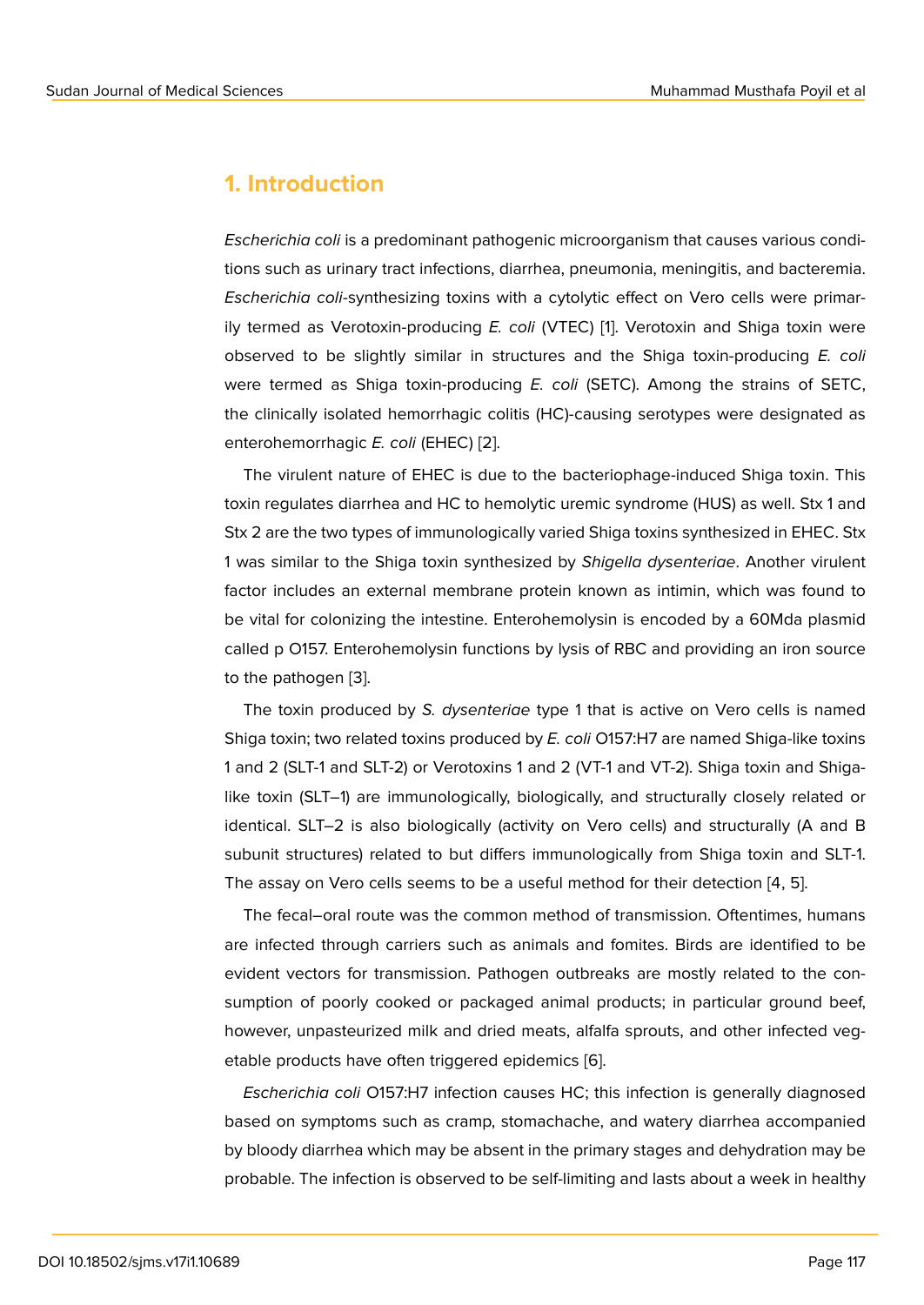## 1. Introduction

*Escherichia coli* is a predominant pathogenic microorganism that causes various conditions such as urinary tract infections, diarrhea, pneumonia, meningitis, and bacteremia. *Escherichia coli*-synthesizing toxins with a cytolytic effect on Vero cells were primarily termed as Verotoxin-producing *E. coli* (VTEC) [1]. Verotoxin and Shiga toxin were observed to be slightly similar in structures and the Shiga toxin-producing *E. coli* were termed as Shiga toxin-producing *E. coli* (SETC). Among the strains of SETC, the clinically isolated hemorrhagic colitis (HC)-causing serotypes were designated as enterohemorrhagic *E. coli* (EHEC) [2].

The virulent nature of EHEC is due to the bacteriophage-induced Shiga toxin. This toxin regulates diarrhea and HC to hemolytic uremic syndrome (HUS) as well. Stx 1 and Stx 2 are the two types of immunologically varied Shiga toxins synthesized in EHEC. Stx 1 was similar to the Shiga toxin synthesized by *Shigella dysenteriae*. Another virulent factor includes an external membrane protein known as intimin, which was found to be vital for colonizing the intestine. Enterohemolysin is encoded by a 60Mda plasmid called p O157. Enterohemolysin functions by lysis of RBC and providing an iron source to the pathogen [3].

The toxin produced by *S. dysenteriae* type 1 that is active on Vero cells is named Shiga toxin; two related toxins produced by *E. coli* O157:H7 are named Shiga-like toxins 1 and 2 (SLT-1 and SLT-2) or Verotoxins 1 and 2 (VT-1 and VT-2). Shiga toxin and Shiga-like toxin (SLT–1) are immunologically, biologically, and structurally closely related or identical. SLT–2 is also biologically (activity on Vero cells) and structurally (A and B subunit structures) related to but differs immunologically from Shiga toxin and SLT-1. The assay on Vero cells seems to be a useful method for their detection [4, 5].

The fecal–oral route was the common method of transmission. Oftentimes, humans are infected through carriers such as animals and fomites. Birds are identified to be evident vectors for transmission. Pathogen outbreaks are mostly related to the consumption of poorly cooked or packaged animal products; in particular ground beef, however, unpasteurized milk and dried meats, alfalfa sprouts, and other infected vegetable products have often triggered epidemics [6].

*Escherichia coli* O157:H7 infection causes HC; this infection is generally diagnosed based on symptoms such as cramp, stomachache, and watery diarrhea accompanied by bloody diarrhea which may be absent in the primary stages and dehydration may be probable. The infection is observed to be self-limiting and lasts about a week in healthy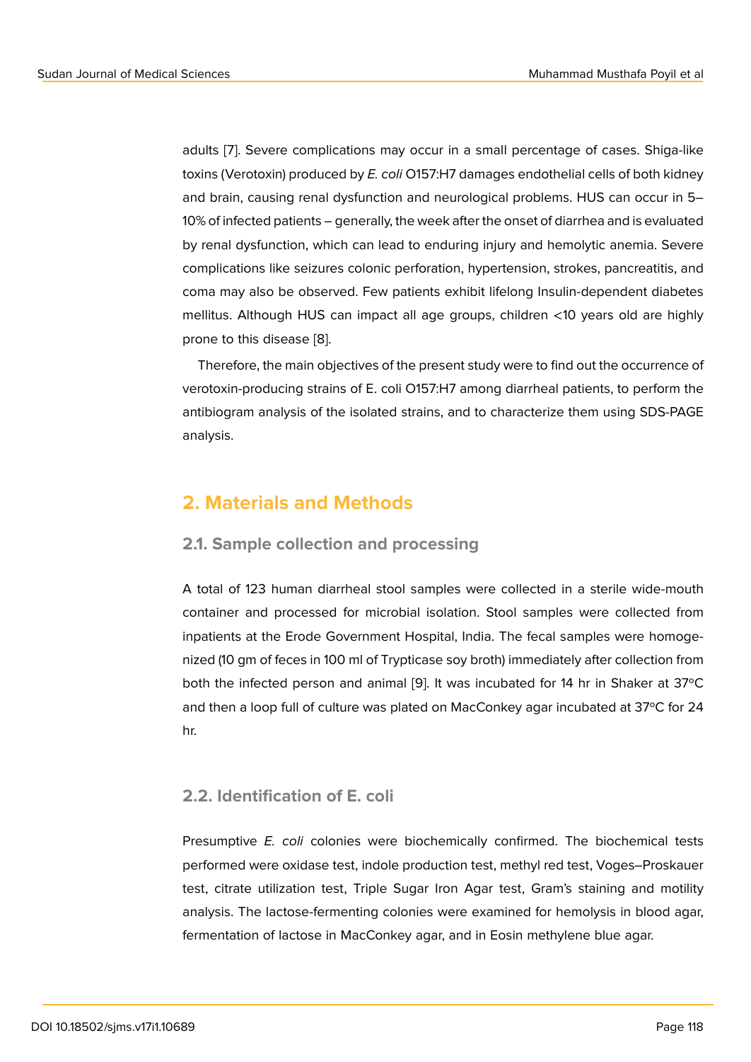adults [7]. Severe complications may occur in a small percentage of cases. Shiga-like toxins (Verotoxin) produced by *E. coli* O157:H7 damages endothelial cells of both kidney and brain, causing renal dysfunction and neurological problems. HUS can occur in 5–10% of infected patients – generally, the week after the onset of diarrhea and is evaluated by renal dysfunction, which can lead to enduring injury and hemolytic anemia. Severe complications like seizures colonic perforation, hypertension, strokes, pancreatitis, and coma may also be observed. Few patients exhibit lifelong Insulin-dependent diabetes mellitus. Although HUS can impact all age groups, children <10 years old are highly prone to this disease [8].

Therefore, the main objectives of the present study were to find out the occurrence of verotoxin-producing strains of E. coli O157:H7 among diarrheal patients, to perform the antibiogram analysis of the isolated strains, and to characterize them using SDS-PAGE analysis.

## 2. Materials and Methods

### 2.1. Sample collection and processing

A total of 123 human diarrheal stool samples were collected in a sterile wide-mouth container and processed for microbial isolation. Stool samples were collected from inpatients at the Erode Government Hospital, India. The fecal samples were homogenized (10 gm of feces in 100 ml of Trypticase soy broth) immediately after collection from both the infected person and animal [9]. It was incubated for 14 hr in Shaker at 37ºC and then a loop full of culture was plated on MacConkey agar incubated at 37ºC for 24 hr.

### 2.2. Identification of E. coli

Presumptive *E. coli* colonies were biochemically confirmed. The biochemical tests performed were oxidase test, indole production test, methyl red test, Voges–Proskauer test, citrate utilization test, Triple Sugar Iron Agar test, Gram's staining and motility analysis. The lactose-fermenting colonies were examined for hemolysis in blood agar, fermentation of lactose in MacConkey agar, and in Eosin methylene blue agar.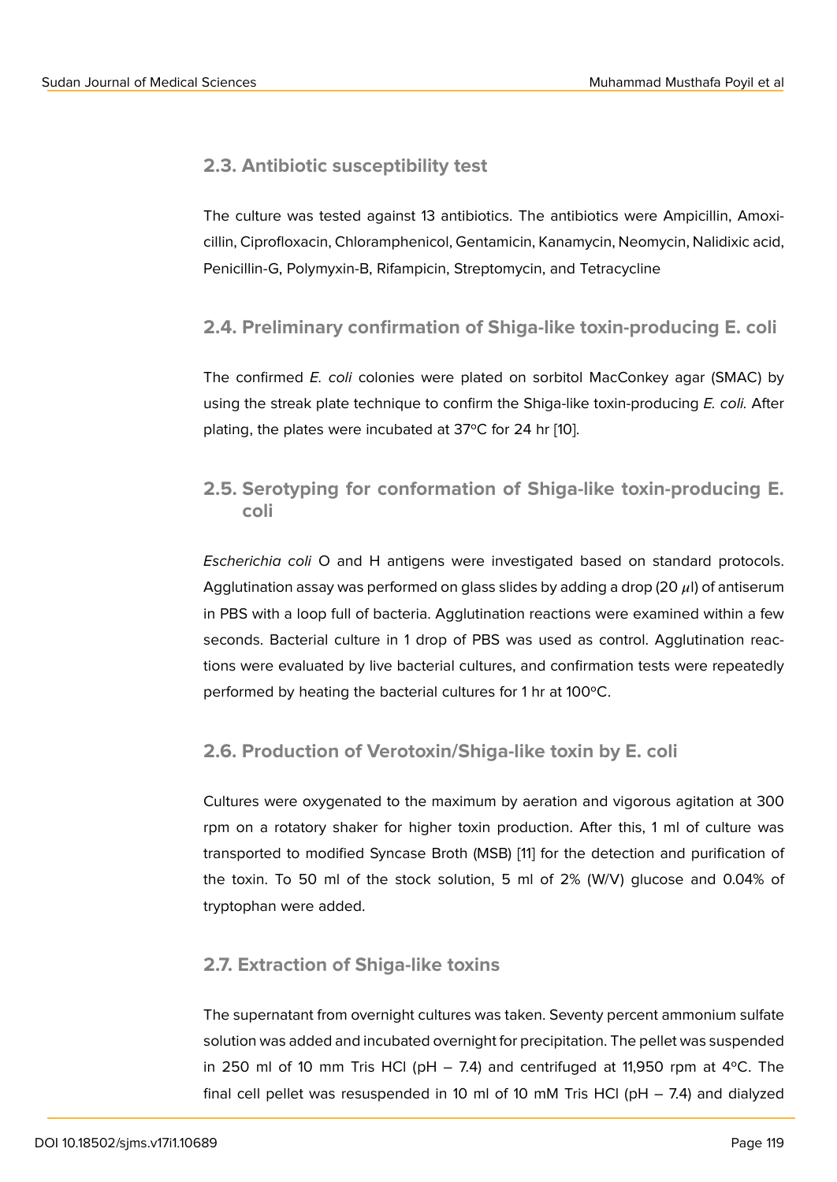## 2.3. Antibiotic susceptibility test

The culture was tested against 13 antibiotics. The antibiotics were Ampicillin, Amoxicillin, Ciprofloxacin, Chloramphenicol, Gentamicin, Kanamycin, Neomycin, Nalidixic acid, Penicillin-G, Polymyxin-B, Rifampicin, Streptomycin, and Tetracycline

## 2.4. Preliminary confirmation of Shiga-like toxin-producing E. coli

The confirmed *E. coli* colonies were plated on sorbitol MacConkey agar (SMAC) by using the streak plate technique to confirm the Shiga-like toxin-producing *E. coli.* After plating, the plates were incubated at 37ºC for 24 hr [10].

## 2.5. Serotyping for conformation of Shiga-like toxin-producing E. coli

*Escherichia coli* O and H antigens were investigated based on standard protocols. Agglutination assay was performed on glass slides by adding a drop (20 $\mu$l) of antiserum in PBS with a loop full of bacteria. Agglutination reactions were examined within a few seconds. Bacterial culture in 1 drop of PBS was used as control. Agglutination reactions were evaluated by live bacterial cultures, and confirmation tests were repeatedly performed by heating the bacterial cultures for 1 hr at 100ºC.

## 2.6. Production of Verotoxin/Shiga-like toxin by E. coli

Cultures were oxygenated to the maximum by aeration and vigorous agitation at 300 rpm on a rotatory shaker for higher toxin production. After this, 1 ml of culture was transported to modified Syncase Broth (MSB) [11] for the detection and purification of the toxin. To 50 ml of the stock solution, 5 ml of 2% (W/V) glucose and 0.04% of tryptophan were added.

## 2.7. Extraction of Shiga-like toxins

The supernatant from overnight cultures was taken. Seventy percent ammonium sulfate solution was added and incubated overnight for precipitation. The pellet was suspended in 250 ml of 10 mm Tris HCl (pH – 7.4) and centrifuged at 11,950 rpm at 4ºC. The final cell pellet was resuspended in 10 ml of 10 mM Tris HCl (pH – 7.4) and dialyzed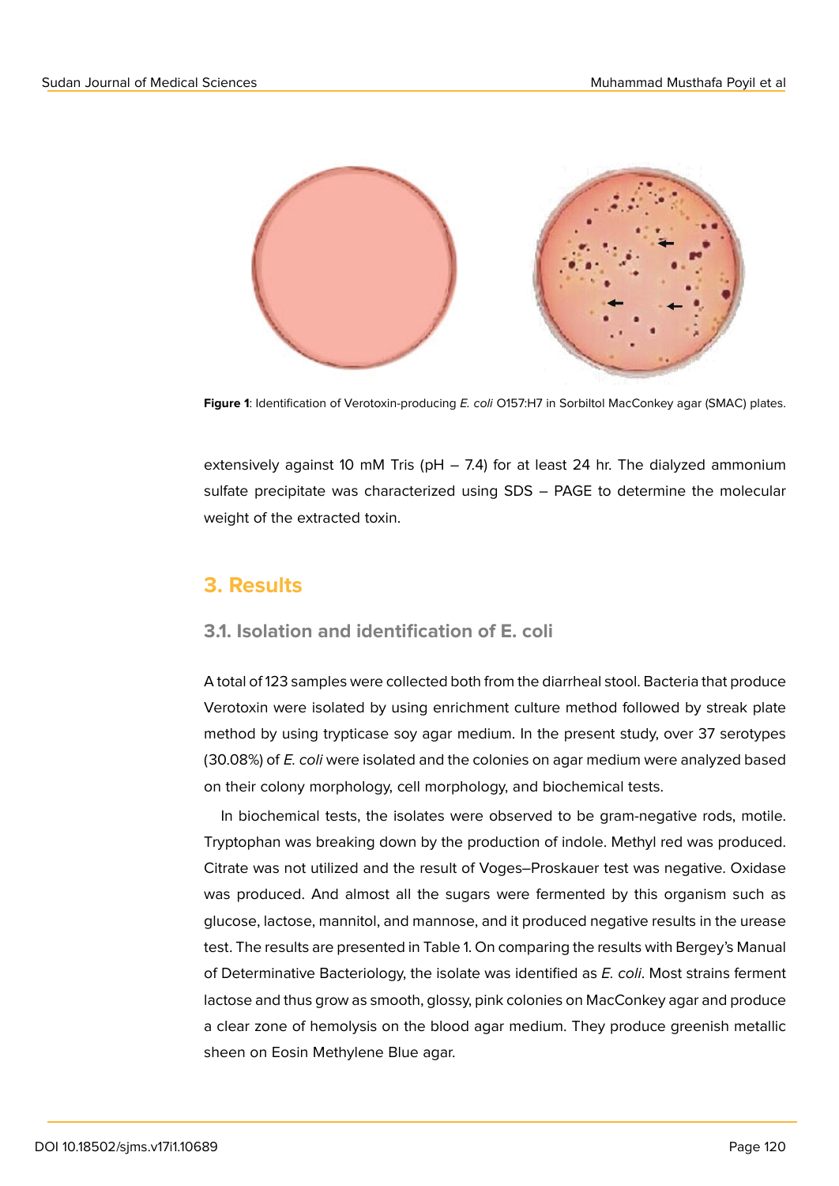Figure 1: Identification of Verotoxin-producing *E. coli* O157:H7 in Sorbiltol MacConkey agar (SMAC) plates.

extensively against 10 mM Tris (pH – 7.4) for at least 24 hr. The dialyzed ammonium sulfate precipitate was characterized using SDS – PAGE to determine the molecular weight of the extracted toxin.

# 3. Results

## 3.1. Isolation and identification of E. coli

A total of 123 samples were collected both from the diarrheal stool. Bacteria that produce Verotoxin were isolated by using enrichment culture method followed by streak plate method by using trypticase soy agar medium. In the present study, over 37 serotypes (30.08%) of *E. coli* were isolated and the colonies on agar medium were analyzed based on their colony morphology, cell morphology, and biochemical tests.

In biochemical tests, the isolates were observed to be gram-negative rods, motile. Tryptophan was breaking down by the production of indole. Methyl red was produced. Citrate was not utilized and the result of Voges–Proskauer test was negative. Oxidase was produced. And almost all the sugars were fermented by this organism such as glucose, lactose, mannitol, and mannose, and it produced negative results in the urease test. The results are presented in Table 1. On comparing the results with Bergey's Manual of Determinative Bacteriology, the isolate was identified as *E. coli*. Most strains ferment lactose and thus grow as smooth, glossy, pink colonies on MacConkey agar and produce a clear zone of hemolysis on the blood agar medium. They produce greenish metallic sheen on Eosin Methylene Blue agar.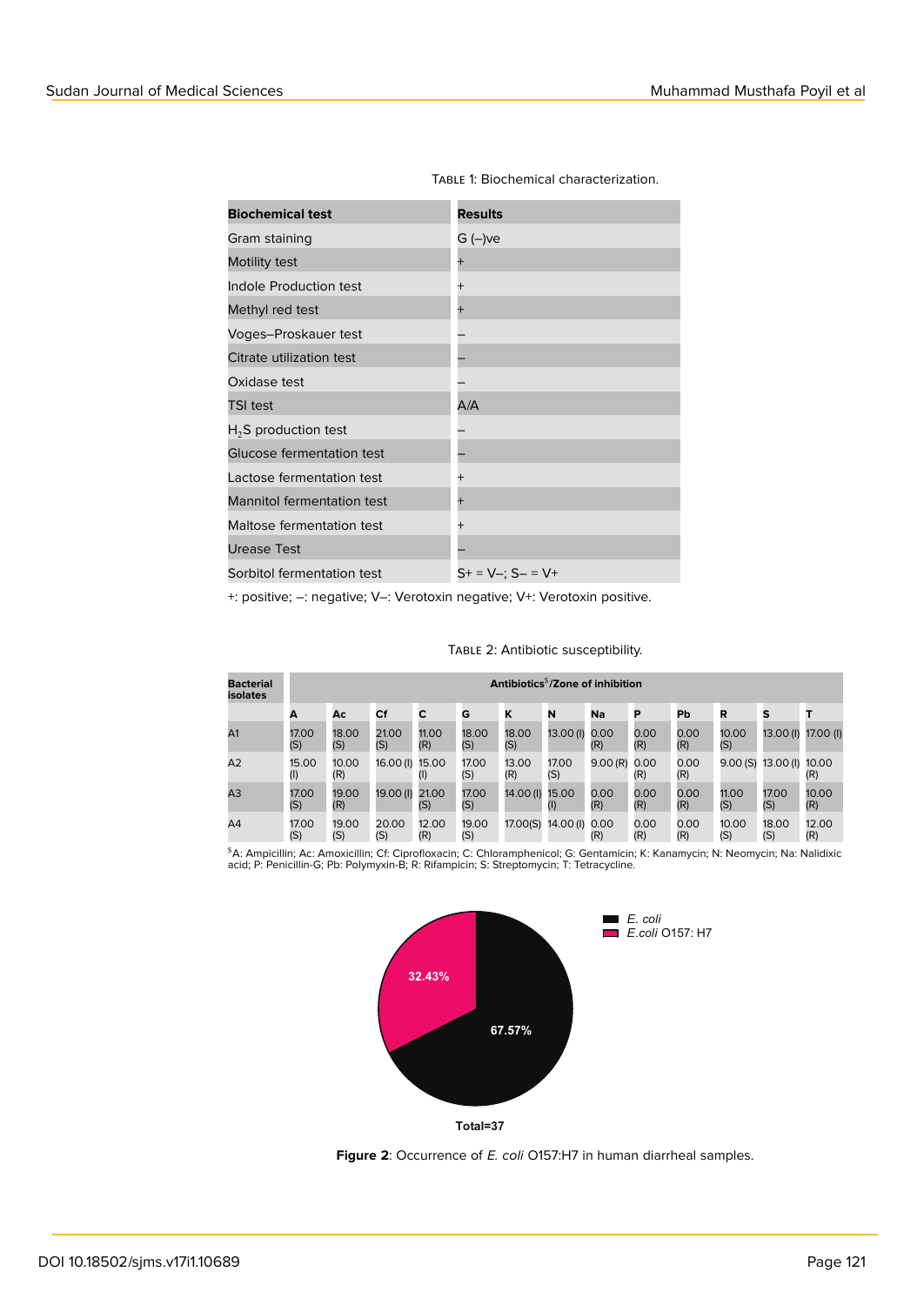Table 1: Biochemical characterization.

| Biochemical test | Results |
|---|---|
| Gram staining | G (–)ve |
| Motility test | + |
| Indole Production test | + |
| Methyl red test | + |
| Voges–Proskauer test | – |
| Citrate utilization test | – |
| Oxidase test | – |
| TSI test | A/A |
| $H_2S$ production test | – |
| Glucose fermentation test | – |
| Lactose fermentation test | + |
| Mannitol fermentation test | + |
| Maltose fermentation test | + |
| Urease Test | – |
| Sorbitol fermentation test | S+ = V–; S– = V+ |

+: positive; –: negative; V–: Verotoxin negative; V+: Verotoxin positive.

Table 2: Antibiotic susceptibility.

| Bacterial isolates | Antibiotics[$]/Zone of inhibition | | | | | | | | | | | | |
|---|---|---|---|---|---|---|---|---|---|---|---|---|---|
| | A | Ac | Cf | C | G | K | N | Na | P | Pb | R | S | T |
| A1 | 17.00 (S) | 18.00 (S) | 21.00 (S) | 11.00 (R) | 18.00 (S) | 18.00 (S) | 13.00 (I) | 0.00 (R) | 0.00 (R) | 0.00 (R) | 10.00 (S) | 13.00 (I) | 17.00 (I) |
| A2 | 15.00 (I) | 10.00 (R) | 16.00 (I) | 15.00 (I) | 17.00 (S) | 13.00 (R) | 17.00 (S) | 9.00 (R) | 0.00 (R) | 0.00 (R) | 9.00 (S) | 13.00 (I) | 10.00 (R) |
| A3 | 17.00 (S) | 19.00 (R) | 19.00 (I) | 21.00 (S) | 17.00 (S) | 14.00 (I) | 15.00 (I) | 0.00 (R) | 0.00 (R) | 0.00 (R) | 11.00 (S) | 17.00 (S) | 10.00 (R) |
| A4 | 17.00 (S) | 19.00 (S) | 20.00 (S) | 12.00 (R) | 19.00 (S) | 17.00(S) | 14.00 (I) | 0.00 (R) | 0.00 (R) | 0.00 (R) | 10.00 (S) | 18.00 (S) | 12.00 (R) |

[$]A: Ampicillin; Ac: Amoxicillin; Cf: Ciprofloxacin; C: Chloramphenicol; G: Gentamicin; K: Kanamycin; N: Neomycin; Na: Nalidixic acid; P: Penicillin-G; Pb: Polymyxin-B; R: Rifampicin; S: Streptomycin; T: Tetracycline.

**Figure 2**: Occurrence of *E. coli* O157:H7 in human diarrheal samples.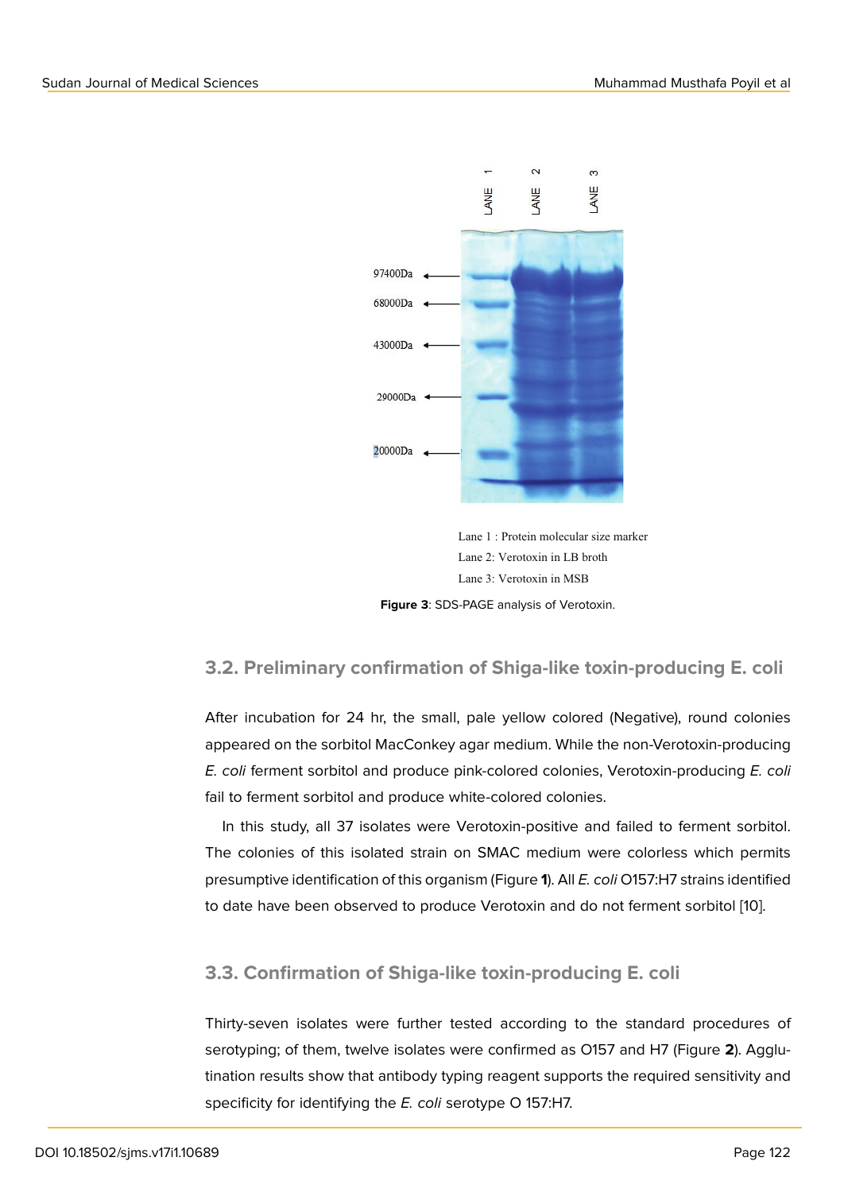Lane 1 : Protein molecular size marker

Lane 2: Verotoxin in LB broth

Lane 3: Verotoxin in MSB

**Figure 3**: SDS-PAGE analysis of Verotoxin.

## 3.2. Preliminary confirmation of Shiga-like toxin-producing E. coli

After incubation for 24 hr, the small, pale yellow colored (Negative), round colonies appeared on the sorbitol MacConkey agar medium. While the non-Verotoxin-producing *E. coli* ferment sorbitol and produce pink-colored colonies, Verotoxin-producing *E. coli* fail to ferment sorbitol and produce white-colored colonies.

In this study, all 37 isolates were Verotoxin-positive and failed to ferment sorbitol. The colonies of this isolated strain on SMAC medium were colorless which permits presumptive identification of this organism (Figure **1**). All *E. coli* O157:H7 strains identified to date have been observed to produce Verotoxin and do not ferment sorbitol [10].

## 3.3. Confirmation of Shiga-like toxin-producing E. coli

Thirty-seven isolates were further tested according to the standard procedures of serotyping; of them, twelve isolates were confirmed as O157 and H7 (Figure **2**). Agglutination results show that antibody typing reagent supports the required sensitivity and specificity for identifying the *E. coli* serotype O 157:H7.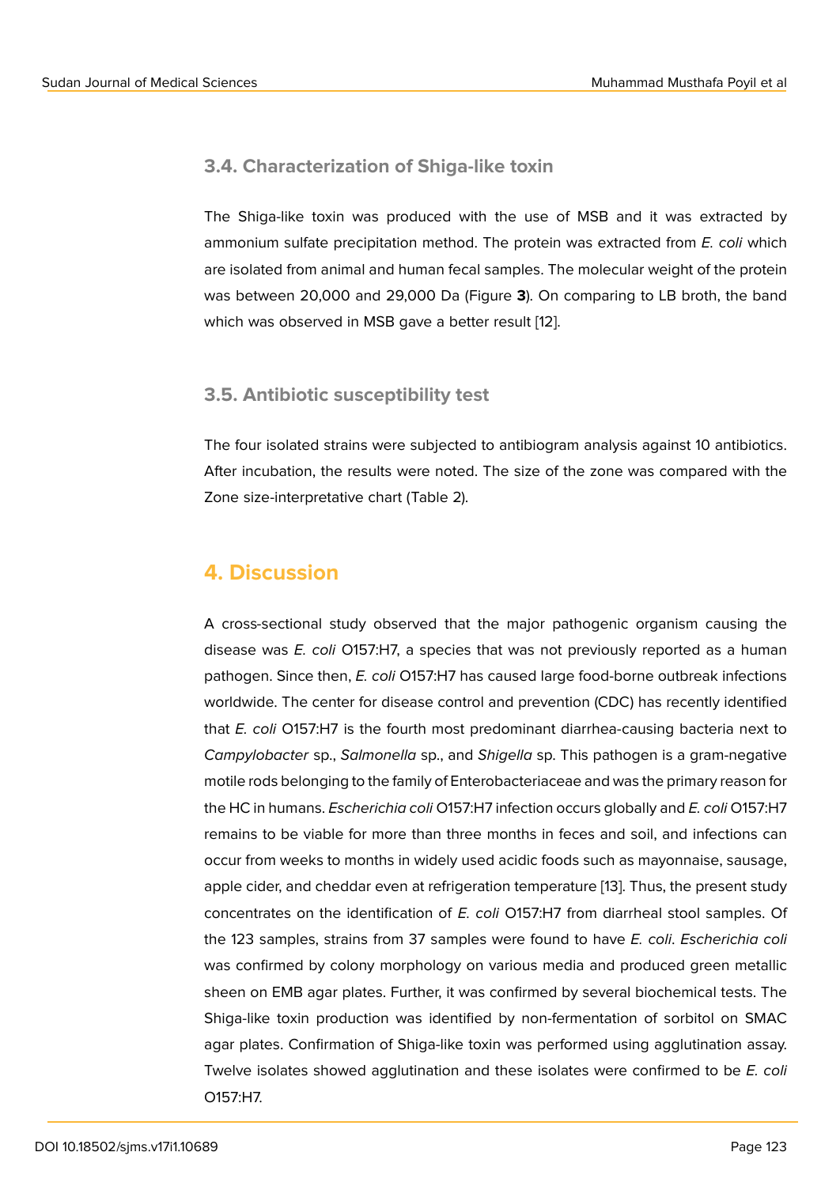### 3.4. Characterization of Shiga-like toxin

The Shiga-like toxin was produced with the use of MSB and it was extracted by ammonium sulfate precipitation method. The protein was extracted from *E. coli* which are isolated from animal and human fecal samples. The molecular weight of the protein was between 20,000 and 29,000 Da (Figure **3**). On comparing to LB broth, the band which was observed in MSB gave a better result [12].

### 3.5. Antibiotic susceptibility test

The four isolated strains were subjected to antibiogram analysis against 10 antibiotics. After incubation, the results were noted. The size of the zone was compared with the Zone size-interpretative chart (Table 2).

## 4. Discussion

A cross-sectional study observed that the major pathogenic organism causing the disease was *E. coli* O157:H7, a species that was not previously reported as a human pathogen. Since then, *E. coli* O157:H7 has caused large food-borne outbreak infections worldwide. The center for disease control and prevention (CDC) has recently identified that *E. coli* O157:H7 is the fourth most predominant diarrhea-causing bacteria next to *Campylobacter* sp., *Salmonella* sp., and *Shigella* sp. This pathogen is a gram-negative motile rods belonging to the family of Enterobacteriaceae and was the primary reason for the HC in humans. *Escherichia coli* O157:H7 infection occurs globally and *E. coli* O157:H7 remains to be viable for more than three months in feces and soil, and infections can occur from weeks to months in widely used acidic foods such as mayonnaise, sausage, apple cider, and cheddar even at refrigeration temperature [13]. Thus, the present study concentrates on the identification of *E. coli* O157:H7 from diarrheal stool samples. Of the 123 samples, strains from 37 samples were found to have *E. coli*. *Escherichia coli* was confirmed by colony morphology on various media and produced green metallic sheen on EMB agar plates. Further, it was confirmed by several biochemical tests. The Shiga-like toxin production was identified by non-fermentation of sorbitol on SMAC agar plates. Confirmation of Shiga-like toxin was performed using agglutination assay. Twelve isolates showed agglutination and these isolates were confirmed to be *E. coli* O157:H7.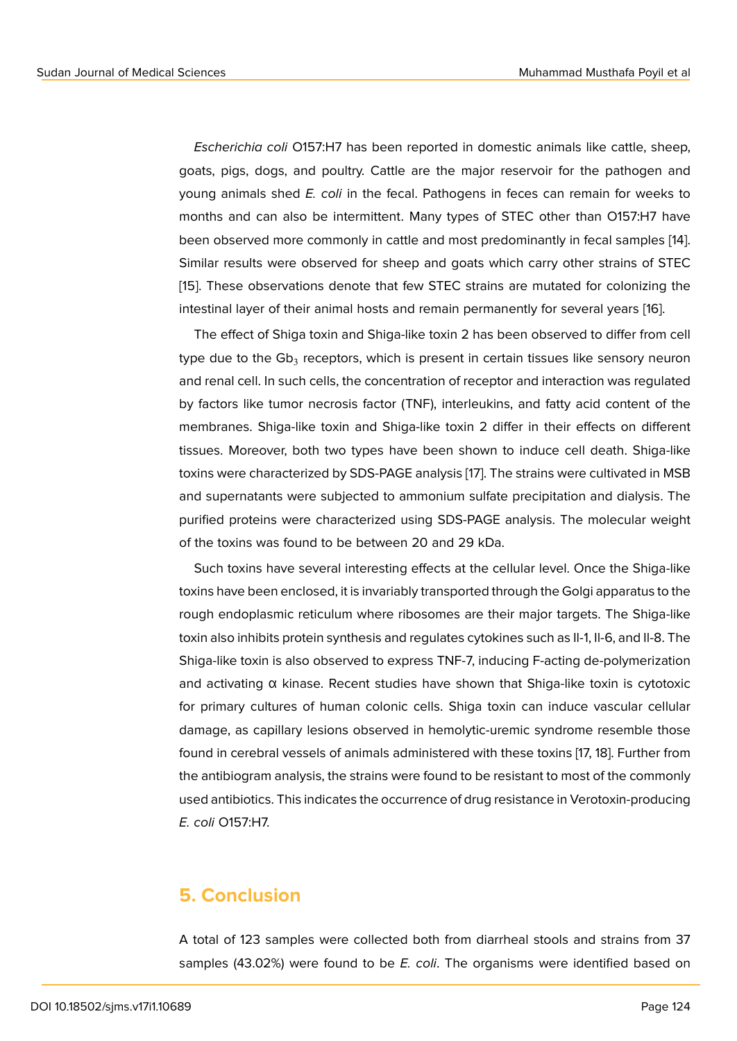*Escherichia coli* O157:H7 has been reported in domestic animals like cattle, sheep, goats, pigs, dogs, and poultry. Cattle are the major reservoir for the pathogen and young animals shed *E. coli* in the fecal. Pathogens in feces can remain for weeks to months and can also be intermittent. Many types of STEC other than O157:H7 have been observed more commonly in cattle and most predominantly in fecal samples [14]. Similar results were observed for sheep and goats which carry other strains of STEC [15]. These observations denote that few STEC strains are mutated for colonizing the intestinal layer of their animal hosts and remain permanently for several years [16].

The effect of Shiga toxin and Shiga-like toxin 2 has been observed to differ from cell type due to the $Gb_3$ receptors, which is present in certain tissues like sensory neuron and renal cell. In such cells, the concentration of receptor and interaction was regulated by factors like tumor necrosis factor (TNF), interleukins, and fatty acid content of the membranes. Shiga-like toxin and Shiga-like toxin 2 differ in their effects on different tissues. Moreover, both two types have been shown to induce cell death. Shiga-like toxins were characterized by SDS-PAGE analysis [17]. The strains were cultivated in MSB and supernatants were subjected to ammonium sulfate precipitation and dialysis. The purified proteins were characterized using SDS-PAGE analysis. The molecular weight of the toxins was found to be between 20 and 29 kDa.

Such toxins have several interesting effects at the cellular level. Once the Shiga-like toxins have been enclosed, it is invariably transported through the Golgi apparatus to the rough endoplasmic reticulum where ribosomes are their major targets. The Shiga-like toxin also inhibits protein synthesis and regulates cytokines such as Il-1, Il-6, and Il-8. The Shiga-like toxin is also observed to express TNF-7, inducing F-acting de-polymerization and activating α kinase. Recent studies have shown that Shiga-like toxin is cytotoxic for primary cultures of human colonic cells. Shiga toxin can induce vascular cellular damage, as capillary lesions observed in hemolytic-uremic syndrome resemble those found in cerebral vessels of animals administered with these toxins [17, 18]. Further from the antibiogram analysis, the strains were found to be resistant to most of the commonly used antibiotics. This indicates the occurrence of drug resistance in Verotoxin-producing *E. coli* O157:H7.

## 5. Conclusion

A total of 123 samples were collected both from diarrheal stools and strains from 37 samples (43.02%) were found to be *E. coli*. The organisms were identified based on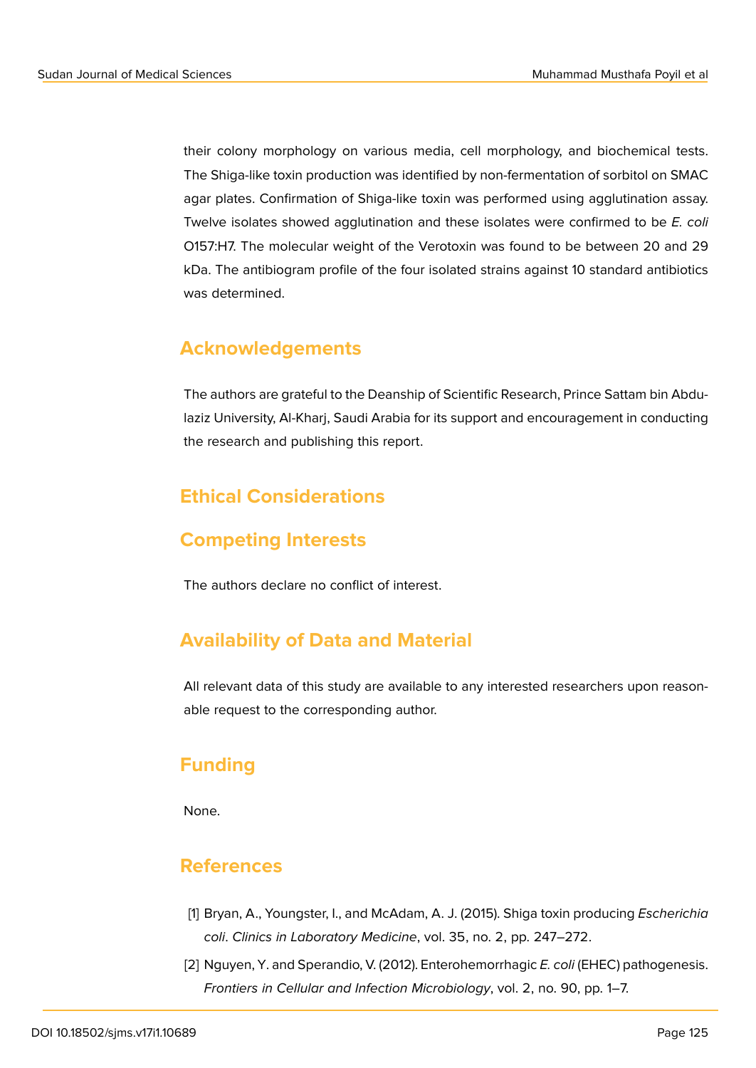their colony morphology on various media, cell morphology, and biochemical tests. The Shiga-like toxin production was identified by non-fermentation of sorbitol on SMAC agar plates. Confirmation of Shiga-like toxin was performed using agglutination assay. Twelve isolates showed agglutination and these isolates were confirmed to be *E. coli* O157:H7. The molecular weight of the Verotoxin was found to be between 20 and 29 kDa. The antibiogram profile of the four isolated strains against 10 standard antibiotics was determined.

## Acknowledgements

The authors are grateful to the Deanship of Scientific Research, Prince Sattam bin Abdulaziz University, Al-Kharj, Saudi Arabia for its support and encouragement in conducting the research and publishing this report.

## Ethical Considerations

## Competing Interests

The authors declare no conflict of interest.

## Availability of Data and Material

All relevant data of this study are available to any interested researchers upon reasonable request to the corresponding author.

## Funding

None.

## References

[1] Bryan, A., Youngster, I., and McAdam, A. J. (2015). Shiga toxin producing *Escherichia coli*. *Clinics in Laboratory Medicine*, vol. 35, no. 2, pp. 247–272.

[2] Nguyen, Y. and Sperandio, V. (2012). Enterohemorrhagic *E. coli* (EHEC) pathogenesis. *Frontiers in Cellular and Infection Microbiology*, vol. 2, no. 90, pp. 1–7.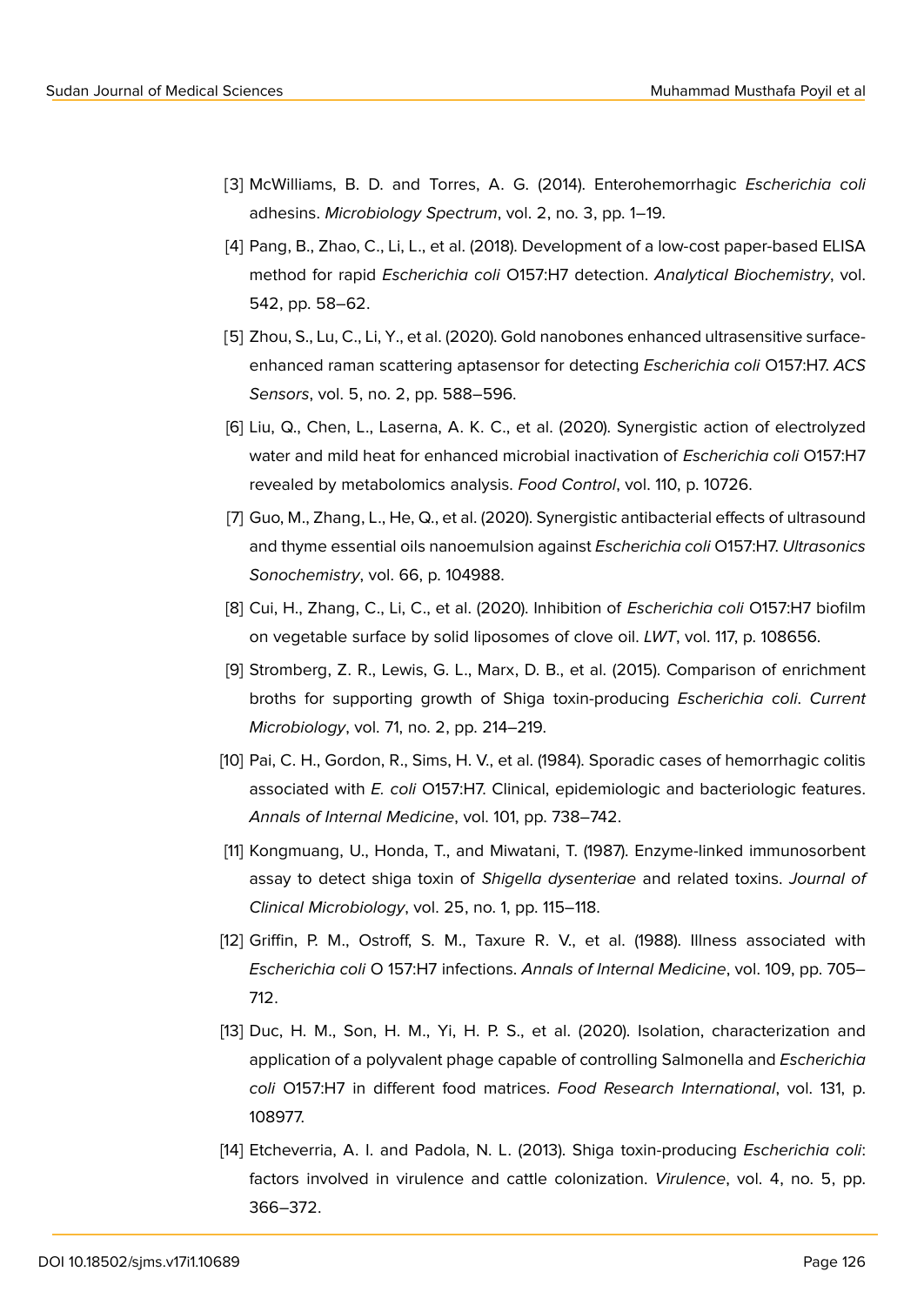[3] McWilliams, B. D. and Torres, A. G. (2014). Enterohemorrhagic *Escherichia coli* adhesins. *Microbiology Spectrum*, vol. 2, no. 3, pp. 1–19.

[4] Pang, B., Zhao, C., Li, L., et al. (2018). Development of a low-cost paper-based ELISA method for rapid *Escherichia coli* O157:H7 detection. *Analytical Biochemistry*, vol. 542, pp. 58–62.

[5] Zhou, S., Lu, C., Li, Y., et al. (2020). Gold nanobones enhanced ultrasensitive surface-enhanced raman scattering aptasensor for detecting *Escherichia coli* O157:H7. *ACS Sensors*, vol. 5, no. 2, pp. 588–596.

[6] Liu, Q., Chen, L., Laserna, A. K. C., et al. (2020). Synergistic action of electrolyzed water and mild heat for enhanced microbial inactivation of *Escherichia coli* O157:H7 revealed by metabolomics analysis. *Food Control*, vol. 110, p. 10726.

[7] Guo, M., Zhang, L., He, Q., et al. (2020). Synergistic antibacterial effects of ultrasound and thyme essential oils nanoemulsion against *Escherichia coli* O157:H7. *Ultrasonics Sonochemistry*, vol. 66, p. 104988.

[8] Cui, H., Zhang, C., Li, C., et al. (2020). Inhibition of *Escherichia coli* O157:H7 biofilm on vegetable surface by solid liposomes of clove oil. *LWT*, vol. 117, p. 108656.

[9] Stromberg, Z. R., Lewis, G. L., Marx, D. B., et al. (2015). Comparison of enrichment broths for supporting growth of Shiga toxin-producing *Escherichia coli*. *Current Microbiology*, vol. 71, no. 2, pp. 214–219.

[10] Pai, C. H., Gordon, R., Sims, H. V., et al. (1984). Sporadic cases of hemorrhagic colitis associated with *E. coli* O157:H7. Clinical, epidemiologic and bacteriologic features. *Annals of Internal Medicine*, vol. 101, pp. 738–742.

[11] Kongmuang, U., Honda, T., and Miwatani, T. (1987). Enzyme-linked immunosorbent assay to detect shiga toxin of *Shigella dysenteriae* and related toxins. *Journal of Clinical Microbiology*, vol. 25, no. 1, pp. 115–118.

[12] Griffin, P. M., Ostroff, S. M., Taxure R. V., et al. (1988). Illness associated with *Escherichia coli* O 157:H7 infections. *Annals of Internal Medicine*, vol. 109, pp. 705–712.

[13] Duc, H. M., Son, H. M., Yi, H. P. S., et al. (2020). Isolation, characterization and application of a polyvalent phage capable of controlling Salmonella and *Escherichia coli* O157:H7 in different food matrices. *Food Research International*, vol. 131, p. 108977.

[14] Etcheverria, A. I. and Padola, N. L. (2013). Shiga toxin-producing *Escherichia coli*: factors involved in virulence and cattle colonization. *Virulence*, vol. 4, no. 5, pp. 366–372.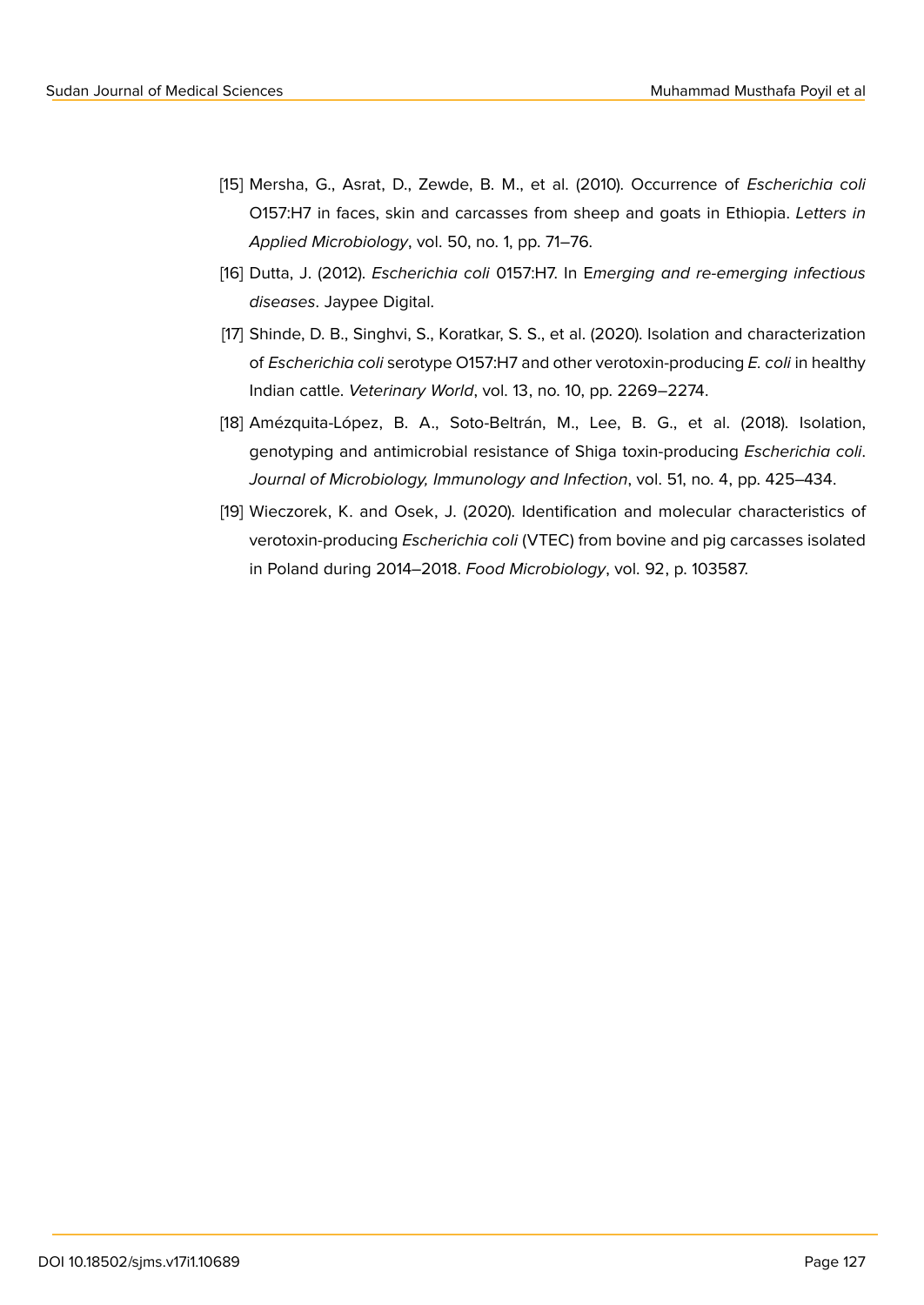[15] Mersha, G., Asrat, D., Zewde, B. M., et al. (2010). Occurrence of *Escherichia coli* O157:H7 in faces, skin and carcasses from sheep and goats in Ethiopia. *Letters in Applied Microbiology*, vol. 50, no. 1, pp. 71–76.

[16] Dutta, J. (2012). *Escherichia coli* 0157:H7. In E*merging and re-emerging infectious diseases*. Jaypee Digital.

[17] Shinde, D. B., Singhvi, S., Koratkar, S. S., et al. (2020). Isolation and characterization of *Escherichia coli* serotype O157:H7 and other verotoxin-producing *E. coli* in healthy Indian cattle. *Veterinary World*, vol. 13, no. 10, pp. 2269–2274.

[18] Amézquita-López, B. A., Soto-Beltrán, M., Lee, B. G., et al. (2018). Isolation, genotyping and antimicrobial resistance of Shiga toxin-producing *Escherichia coli*. *Journal of Microbiology, Immunology and Infection*, vol. 51, no. 4, pp. 425–434.

[19] Wieczorek, K. and Osek, J. (2020). Identification and molecular characteristics of verotoxin-producing *Escherichia coli* (VTEC) from bovine and pig carcasses isolated in Poland during 2014–2018. *Food Microbiology*, vol. 92, p. 103587.